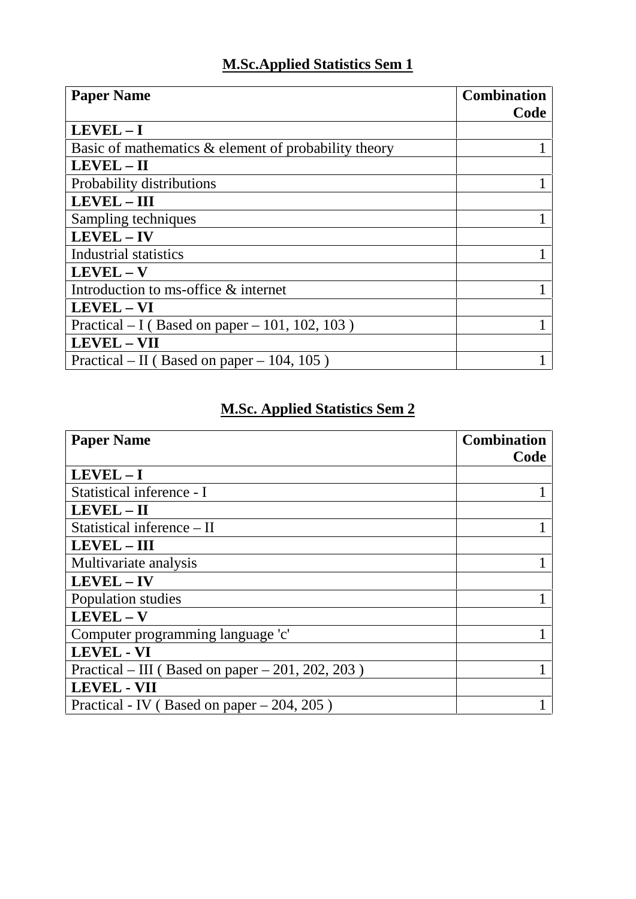## M.Sc.Applied Statistics Sem 1

| Paper Name | Combination Code |
|---|---|
| **LEVEL – I** | |
| Basic of mathematics & element of probability theory | 1 |
| **LEVEL – II** | |
| Probability distributions | 1 |
| **LEVEL – III** | |
| Sampling techniques | 1 |
| **LEVEL – IV** | |
| Industrial statistics | 1 |
| **LEVEL – V** | |
| Introduction to ms-office & internet | 1 |
| **LEVEL – VI** | |
| Practical – I ( Based on paper – 101, 102, 103 ) | 1 |
| **LEVEL – VII** | |
| Practical – II ( Based on paper – 104, 105 ) | 1 |

## M.Sc. Applied Statistics Sem 2

| Paper Name | Combination Code |
|---|---|
| **LEVEL – I** | |
| Statistical inference - I | 1 |
| **LEVEL – II** | |
| Statistical inference – II | 1 |
| **LEVEL – III** | |
| Multivariate analysis | 1 |
| **LEVEL – IV** | |
| Population studies | 1 |
| **LEVEL – V** | |
| Computer programming language 'c' | 1 |
| **LEVEL - VI** | |
| Practical – III ( Based on paper – 201, 202, 203 ) | 1 |
| **LEVEL - VII** | |
| Practical - IV ( Based on paper – 204, 205 ) | 1 |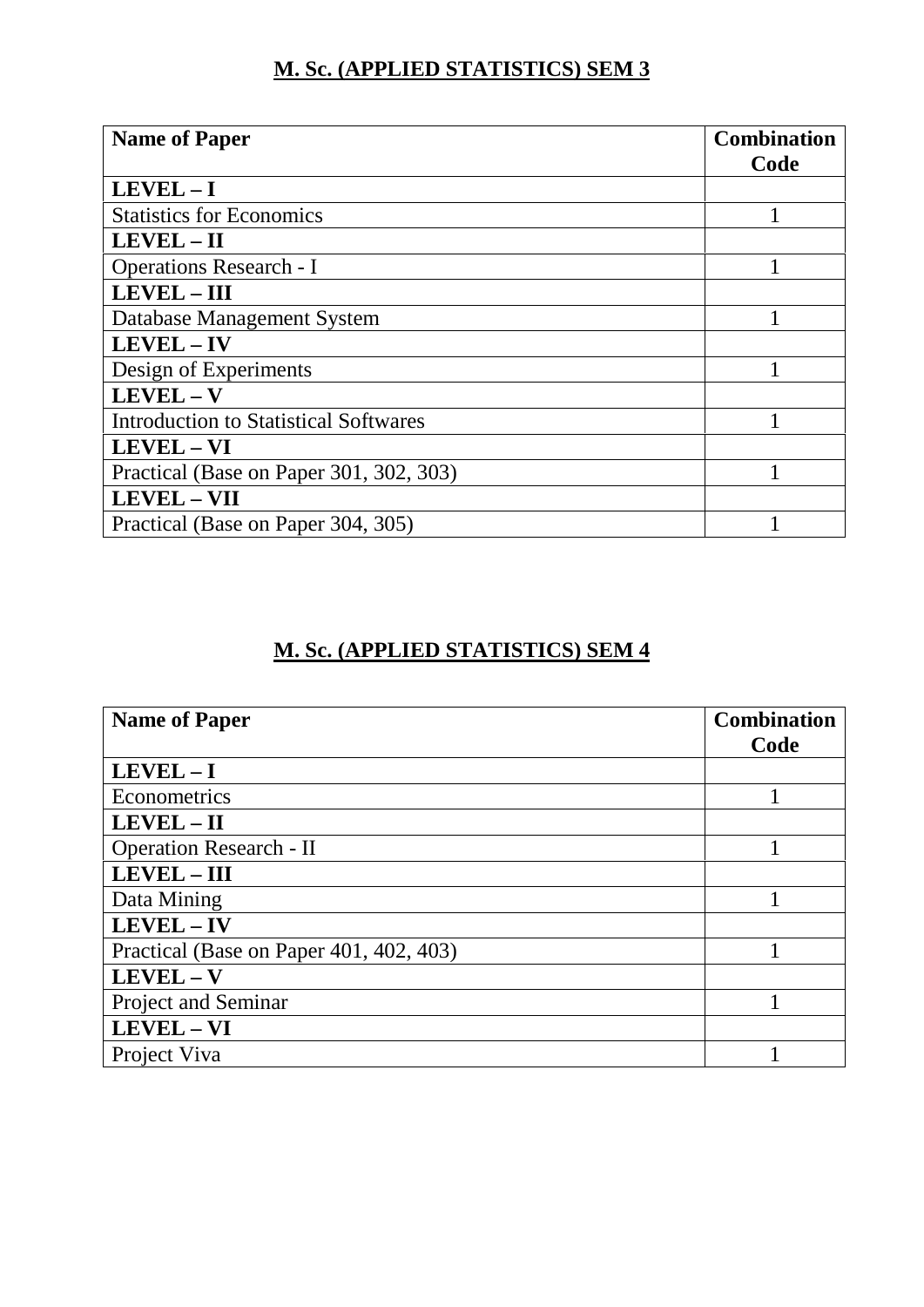## M. Sc. (APPLIED STATISTICS) SEM 3

| **Name of Paper** | **Combination Code** |
|---|---|
| **LEVEL – I** | |
| Statistics for Economics | 1 |
| **LEVEL – II** | |
| Operations Research - I | 1 |
| **LEVEL – III** | |
| Database Management System | 1 |
| **LEVEL – IV** | |
| Design of Experiments | 1 |
| **LEVEL – V** | |
| Introduction to Statistical Softwares | 1 |
| **LEVEL – VI** | |
| Practical (Base on Paper 301, 302, 303) | 1 |
| **LEVEL – VII** | |
| Practical (Base on Paper 304, 305) | 1 |

## M. Sc. (APPLIED STATISTICS) SEM 4

| **Name of Paper** | **Combination Code** |
|---|---|
| **LEVEL – I** | |
| Econometrics | 1 |
| **LEVEL – II** | |
| Operation Research - II | 1 |
| **LEVEL – III** | |
| Data Mining | 1 |
| **LEVEL – IV** | |
| Practical (Base on Paper 401, 402, 403) | 1 |
| **LEVEL – V** | |
| Project and Seminar | 1 |
| **LEVEL – VI** | |
| Project Viva | 1 |